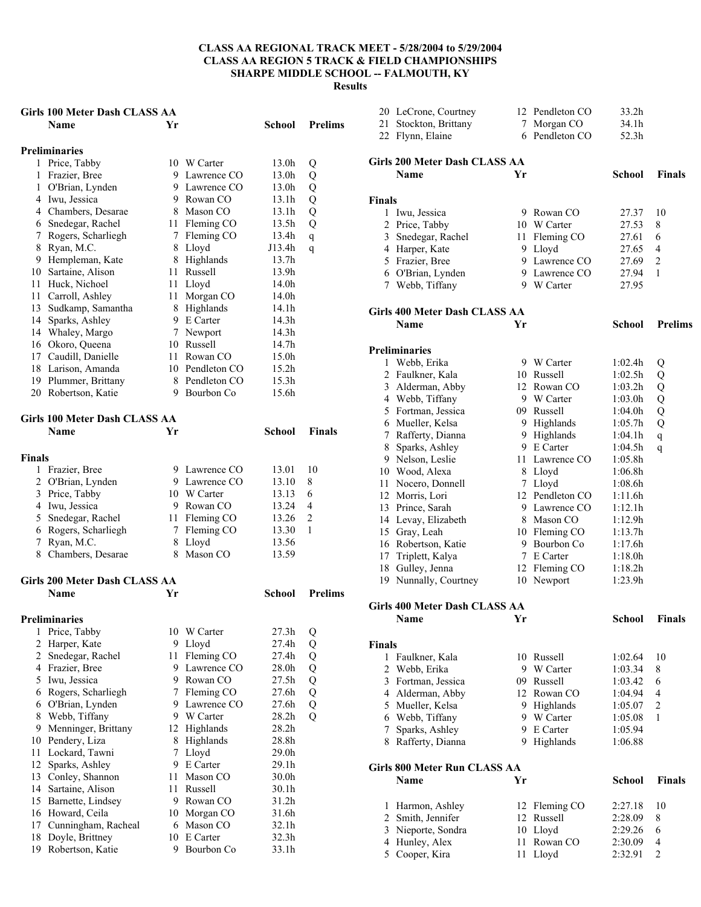# CLASS AA REGIONAL TRACK MEET - 5/28/2004 to 5/29/2004
## CLASS AA REGION 5 TRACK & FIELD CHAMPIONSHIPS
## SHARPE MIDDLE SCHOOL -- FALMOUTH, KY
## Results

### Girls 100 Meter Dash CLASS AA

**Preliminaries**

| | Name | Yr | School | Prelims | |
|---|---|---|---|---|---|
| 1 | Price, Tabby | 10 | W Carter | 13.0h | Q |
| 1 | Frazier, Bree | 9 | Lawrence CO | 13.0h | Q |
| 1 | O'Brian, Lynden | 9 | Lawrence CO | 13.0h | Q |
| 4 | Iwu, Jessica | 9 | Rowan CO | 13.1h | Q |
| 4 | Chambers, Desarae | 8 | Mason CO | 13.1h | Q |
| 6 | Snedegar, Rachel | 11 | Fleming CO | 13.5h | Q |
| 7 | Rogers, Scharliegh | 7 | Fleming CO | 13.4h | q |
| 8 | Ryan, M.C. | 8 | Lloyd | J13.4h | q |
| 9 | Hempleman, Kate | 8 | Highlands | 13.7h | |
| 10 | Sartaine, Alison | 11 | Russell | 13.9h | |
| 11 | Huck, Nichoel | 11 | Lloyd | 14.0h | |
| 11 | Carroll, Ashley | 11 | Morgan CO | 14.0h | |
| 13 | Sudkamp, Samantha | 8 | Highlands | 14.1h | |
| 14 | Sparks, Ashley | 9 | E Carter | 14.3h | |
| 14 | Whaley, Margo | 7 | Newport | 14.3h | |
| 16 | Okoro, Queena | 10 | Russell | 14.7h | |
| 17 | Caudill, Danielle | 11 | Rowan CO | 15.0h | |
| 18 | Larison, Amanda | 10 | Pendleton CO | 15.2h | |
| 19 | Plummer, Brittany | 8 | Pendleton CO | 15.3h | |
| 20 | Robertson, Katie | 9 | Bourbon Co | 15.6h | |

### Girls 100 Meter Dash CLASS AA

**Finals**

| | Name | Yr | School | Finals | |
|---|---|---|---|---|---|
| 1 | Frazier, Bree | 9 | Lawrence CO | 13.01 | 10 |
| 2 | O'Brian, Lynden | 9 | Lawrence CO | 13.10 | 8 |
| 3 | Price, Tabby | 10 | W Carter | 13.13 | 6 |
| 4 | Iwu, Jessica | 9 | Rowan CO | 13.24 | 4 |
| 5 | Snedegar, Rachel | 11 | Fleming CO | 13.26 | 2 |
| 6 | Rogers, Scharliegh | 7 | Fleming CO | 13.30 | 1 |
| 7 | Ryan, M.C. | 8 | Lloyd | 13.56 | |
| 8 | Chambers, Desarae | 8 | Mason CO | 13.59 | |

### Girls 200 Meter Dash CLASS AA

**Preliminaries**

| | Name | Yr | School | Prelims | |
|---|---|---|---|---|---|
| 1 | Price, Tabby | 10 | W Carter | 27.3h | Q |
| 2 | Harper, Kate | 9 | Lloyd | 27.4h | Q |
| 2 | Snedegar, Rachel | 11 | Fleming CO | 27.4h | Q |
| 4 | Frazier, Bree | 9 | Lawrence CO | 28.0h | Q |
| 5 | Iwu, Jessica | 9 | Rowan CO | 27.5h | Q |
| 6 | Rogers, Scharliegh | 7 | Fleming CO | 27.6h | Q |
| 6 | O'Brian, Lynden | 9 | Lawrence CO | 27.6h | Q |
| 8 | Webb, Tiffany | 9 | W Carter | 28.2h | Q |
| 9 | Menninger, Brittany | 12 | Highlands | 28.2h | |
| 10 | Pendery, Liza | 8 | Highlands | 28.8h | |
| 11 | Lockard, Tawni | 7 | Lloyd | 29.0h | |
| 12 | Sparks, Ashley | 9 | E Carter | 29.1h | |
| 13 | Conley, Shannon | 11 | Mason CO | 30.0h | |
| 14 | Sartaine, Alison | 11 | Russell | 30.1h | |
| 15 | Barnette, Lindsey | 9 | Rowan CO | 31.2h | |
| 16 | Howard, Ceila | 10 | Morgan CO | 31.6h | |
| 17 | Cunningham, Racheal | 6 | Mason CO | 32.1h | |
| 18 | Doyle, Brittney | 10 | E Carter | 32.3h | |
| 19 | Robertson, Katie | 9 | Bourbon Co | 33.1h | |
| 20 | LeCrone, Courtney | 12 | Pendleton CO | 33.2h | |
| 21 | Stockton, Brittany | 7 | Morgan CO | 34.1h | |
| 22 | Flynn, Elaine | 6 | Pendleton CO | 52.3h | |

### Girls 200 Meter Dash CLASS AA

**Finals**

| | Name | Yr | School | Finals | |
|---|---|---|---|---|---|
| 1 | Iwu, Jessica | 9 | Rowan CO | 27.37 | 10 |
| 2 | Price, Tabby | 10 | W Carter | 27.53 | 8 |
| 3 | Snedegar, Rachel | 11 | Fleming CO | 27.61 | 6 |
| 4 | Harper, Kate | 9 | Lloyd | 27.65 | 4 |
| 5 | Frazier, Bree | 9 | Lawrence CO | 27.69 | 2 |
| 6 | O'Brian, Lynden | 9 | Lawrence CO | 27.94 | 1 |
| 7 | Webb, Tiffany | 9 | W Carter | 27.95 | |

### Girls 400 Meter Dash CLASS AA

**Preliminaries**

| | Name | Yr | School | Prelims | |
|---|---|---|---|---|---|
| 1 | Webb, Erika | 9 | W Carter | 1:02.4h | Q |
| 2 | Faulkner, Kala | 10 | Russell | 1:02.5h | Q |
| 3 | Alderman, Abby | 12 | Rowan CO | 1:03.2h | Q |
| 4 | Webb, Tiffany | 9 | W Carter | 1:03.0h | Q |
| 5 | Fortman, Jessica | 09 | Russell | 1:04.0h | Q |
| 6 | Mueller, Kelsa | 9 | Highlands | 1:05.7h | Q |
| 7 | Rafferty, Dianna | 9 | Highlands | 1:04.1h | q |
| 8 | Sparks, Ashley | 9 | E Carter | 1:04.5h | q |
| 9 | Nelson, Leslie | 11 | Lawrence CO | 1:05.8h | |
| 10 | Wood, Alexa | 8 | Lloyd | 1:06.8h | |
| 11 | Nocero, Donnell | 7 | Lloyd | 1:08.6h | |
| 12 | Morris, Lori | 12 | Pendleton CO | 1:11.6h | |
| 13 | Prince, Sarah | 9 | Lawrence CO | 1:12.1h | |
| 14 | Levay, Elizabeth | 8 | Mason CO | 1:12.9h | |
| 15 | Gray, Leah | 10 | Fleming CO | 1:13.7h | |
| 16 | Robertson, Katie | 9 | Bourbon Co | 1:17.6h | |
| 17 | Triplett, Kalya | 7 | E Carter | 1:18.0h | |
| 18 | Gulley, Jenna | 12 | Fleming CO | 1:18.2h | |
| 19 | Nunnally, Courtney | 10 | Newport | 1:23.9h | |

### Girls 400 Meter Dash CLASS AA

**Finals**

| | Name | Yr | School | Finals | |
|---|---|---|---|---|---|
| 1 | Faulkner, Kala | 10 | Russell | 1:02.64 | 10 |
| 2 | Webb, Erika | 9 | W Carter | 1:03.34 | 8 |
| 3 | Fortman, Jessica | 09 | Russell | 1:03.42 | 6 |
| 4 | Alderman, Abby | 12 | Rowan CO | 1:04.94 | 4 |
| 5 | Mueller, Kelsa | 9 | Highlands | 1:05.07 | 2 |
| 6 | Webb, Tiffany | 9 | W Carter | 1:05.08 | 1 |
| 7 | Sparks, Ashley | 9 | E Carter | 1:05.94 | |
| 8 | Rafferty, Dianna | 9 | Highlands | 1:06.88 | |

### Girls 800 Meter Run CLASS AA

| | Name | Yr | School | Finals | |
|---|---|---|---|---|---|
| 1 | Harmon, Ashley | 12 | Fleming CO | 2:27.18 | 10 |
| 2 | Smith, Jennifer | 12 | Russell | 2:28.09 | 8 |
| 3 | Nieporte, Sondra | 10 | Lloyd | 2:29.26 | 6 |
| 4 | Hunley, Alex | 11 | Rowan CO | 2:30.09 | 4 |
| 5 | Cooper, Kira | 11 | Lloyd | 2:32.91 | 2 |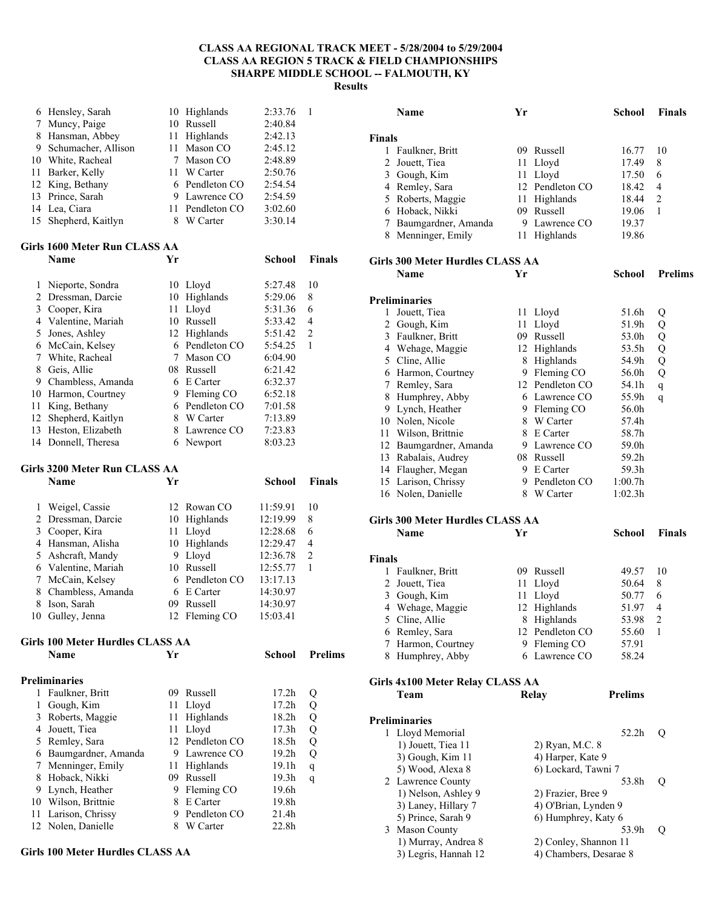# CLASS AA REGIONAL TRACK MEET - 5/28/2004 to 5/29/2004
## CLASS AA REGION 5 TRACK & FIELD CHAMPIONSHIPS
## SHARPE MIDDLE SCHOOL -- FALMOUTH, KY
### Results

| | Name | Yr | School | Finals | |
|---|---|---|---|---|---|
| 6 | Hensley, Sarah | 10 | Highlands | 2:33.76 | 1 |
| 7 | Muncy, Paige | 10 | Russell | 2:40.84 | |
| 8 | Hansman, Abbey | 11 | Highlands | 2:42.13 | |
| 9 | Schumacher, Allison | 11 | Mason CO | 2:45.12 | |
| 10 | White, Racheal | 7 | Mason CO | 2:48.89 | |
| 11 | Barker, Kelly | 11 | W Carter | 2:50.76 | |
| 12 | King, Bethany | 6 | Pendleton CO | 2:54.54 | |
| 13 | Prince, Sarah | 9 | Lawrence CO | 2:54.59 | |
| 14 | Lea, Ciara | 11 | Pendleton CO | 3:02.60 | |
| 15 | Shepherd, Kaitlyn | 8 | W Carter | 3:30.14 | |

**Girls 1600 Meter Run CLASS AA**

| | Name | Yr | School | Finals | |
|---|---|---|---|---|---|
| 1 | Nieporte, Sondra | 10 | Lloyd | 5:27.48 | 10 |
| 2 | Dressman, Darcie | 10 | Highlands | 5:29.06 | 8 |
| 3 | Cooper, Kira | 11 | Lloyd | 5:31.36 | 6 |
| 4 | Valentine, Mariah | 10 | Russell | 5:33.42 | 4 |
| 5 | Jones, Ashley | 12 | Highlands | 5:51.42 | 2 |
| 6 | McCain, Kelsey | 6 | Pendleton CO | 5:54.25 | 1 |
| 7 | White, Racheal | 7 | Mason CO | 6:04.90 | |
| 8 | Geis, Allie | 08 | Russell | 6:21.42 | |
| 9 | Chambless, Amanda | 6 | E Carter | 6:32.37 | |
| 10 | Harmon, Courtney | 9 | Fleming CO | 6:52.18 | |
| 11 | King, Bethany | 6 | Pendleton CO | 7:01.58 | |
| 12 | Shepherd, Kaitlyn | 8 | W Carter | 7:13.89 | |
| 13 | Heston, Elizabeth | 8 | Lawrence CO | 7:23.83 | |
| 14 | Donnell, Theresa | 6 | Newport | 8:03.23 | |

**Girls 3200 Meter Run CLASS AA**

| | Name | Yr | School | Finals | |
|---|---|---|---|---|---|
| 1 | Weigel, Cassie | 12 | Rowan CO | 11:59.91 | 10 |
| 2 | Dressman, Darcie | 10 | Highlands | 12:19.99 | 8 |
| 3 | Cooper, Kira | 11 | Lloyd | 12:28.68 | 6 |
| 4 | Hansman, Alisha | 10 | Highlands | 12:29.47 | 4 |
| 5 | Ashcraft, Mandy | 9 | Lloyd | 12:36.78 | 2 |
| 6 | Valentine, Mariah | 10 | Russell | 12:55.77 | 1 |
| 7 | McCain, Kelsey | 6 | Pendleton CO | 13:17.13 | |
| 8 | Chambless, Amanda | 6 | E Carter | 14:30.97 | |
| 8 | Ison, Sarah | 09 | Russell | 14:30.97 | |
| 10 | Gulley, Jenna | 12 | Fleming CO | 15:03.41 | |

**Girls 100 Meter Hurdles CLASS AA**

**Preliminaries**

| | Name | Yr | School | Prelims | |
|---|---|---|---|---|---|
| 1 | Faulkner, Britt | 09 | Russell | 17.2h | Q |
| 1 | Gough, Kim | 11 | Lloyd | 17.2h | Q |
| 3 | Roberts, Maggie | 11 | Highlands | 18.2h | Q |
| 4 | Jouett, Tiea | 11 | Lloyd | 17.3h | Q |
| 5 | Remley, Sara | 12 | Pendleton CO | 18.5h | Q |
| 6 | Baumgardner, Amanda | 9 | Lawrence CO | 19.2h | Q |
| 7 | Menninger, Emily | 11 | Highlands | 19.1h | q |
| 8 | Hoback, Nikki | 09 | Russell | 19.3h | q |
| 9 | Lynch, Heather | 9 | Fleming CO | 19.6h | |
| 10 | Wilson, Brittnie | 8 | E Carter | 19.8h | |
| 11 | Larison, Chrissy | 9 | Pendleton CO | 21.4h | |
| 12 | Nolen, Danielle | 8 | W Carter | 22.8h | |

**Girls 100 Meter Hurdles CLASS AA**

**Finals**

| | Name | Yr | School | Finals | |
|---|---|---|---|---|---|
| 1 | Faulkner, Britt | 09 | Russell | 16.77 | 10 |
| 2 | Jouett, Tiea | 11 | Lloyd | 17.49 | 8 |
| 3 | Gough, Kim | 11 | Lloyd | 17.50 | 6 |
| 4 | Remley, Sara | 12 | Pendleton CO | 18.42 | 4 |
| 5 | Roberts, Maggie | 11 | Highlands | 18.44 | 2 |
| 6 | Hoback, Nikki | 09 | Russell | 19.06 | 1 |
| 7 | Baumgardner, Amanda | 9 | Lawrence CO | 19.37 | |
| 8 | Menninger, Emily | 11 | Highlands | 19.86 | |

**Girls 300 Meter Hurdles CLASS AA**

**Preliminaries**

| | Name | Yr | School | Prelims | |
|---|---|---|---|---|---|
| 1 | Jouett, Tiea | 11 | Lloyd | 51.6h | Q |
| 2 | Gough, Kim | 11 | Lloyd | 51.9h | Q |
| 3 | Faulkner, Britt | 09 | Russell | 53.0h | Q |
| 4 | Wehage, Maggie | 12 | Highlands | 53.5h | Q |
| 5 | Cline, Allie | 8 | Highlands | 54.9h | Q |
| 6 | Harmon, Courtney | 9 | Fleming CO | 56.0h | Q |
| 7 | Remley, Sara | 12 | Pendleton CO | 54.1h | q |
| 8 | Humphrey, Abby | 6 | Lawrence CO | 55.9h | q |
| 9 | Lynch, Heather | 9 | Fleming CO | 56.0h | |
| 10 | Nolen, Nicole | 8 | W Carter | 57.4h | |
| 11 | Wilson, Brittnie | 8 | E Carter | 58.7h | |
| 12 | Baumgardner, Amanda | 9 | Lawrence CO | 59.0h | |
| 13 | Rabalais, Audrey | 08 | Russell | 59.2h | |
| 14 | Flaugher, Megan | 9 | E Carter | 59.3h | |
| 15 | Larison, Chrissy | 9 | Pendleton CO | 1:00.7h | |
| 16 | Nolen, Danielle | 8 | W Carter | 1:02.3h | |

**Girls 300 Meter Hurdles CLASS AA**

**Finals**

| | Name | Yr | School | Finals | |
|---|---|---|---|---|---|
| 1 | Faulkner, Britt | 09 | Russell | 49.57 | 10 |
| 2 | Jouett, Tiea | 11 | Lloyd | 50.64 | 8 |
| 3 | Gough, Kim | 11 | Lloyd | 50.77 | 6 |
| 4 | Wehage, Maggie | 12 | Highlands | 51.97 | 4 |
| 5 | Cline, Allie | 8 | Highlands | 53.98 | 2 |
| 6 | Remley, Sara | 12 | Pendleton CO | 55.60 | 1 |
| 7 | Harmon, Courtney | 9 | Fleming CO | 57.91 | |
| 8 | Humphrey, Abby | 6 | Lawrence CO | 58.24 | |

**Girls 4x100 Meter Relay CLASS AA**

**Preliminaries**

| | Team | Relay | Prelims | |
|---|---|---|---|---|
| 1 | Lloyd Memorial | | 52.2h | Q |
| | 1) Jouett, Tiea 11 | 2) Ryan, M.C. 8 | | |
| | 3) Gough, Kim 11 | 4) Harper, Kate 9 | | |
| | 5) Wood, Alexa 8 | 6) Lockard, Tawni 7 | | |
| 2 | Lawrence County | | 53.8h | Q |
| | 1) Nelson, Ashley 9 | 2) Frazier, Bree 9 | | |
| | 3) Laney, Hillary 7 | 4) O'Brian, Lynden 9 | | |
| | 5) Prince, Sarah 9 | 6) Humphrey, Katy 6 | | |
| 3 | Mason County | | 53.9h | Q |
| | 1) Murray, Andrea 8 | 2) Conley, Shannon 11 | | |
| | 3) Legris, Hannah 12 | 4) Chambers, Desarae 8 | | |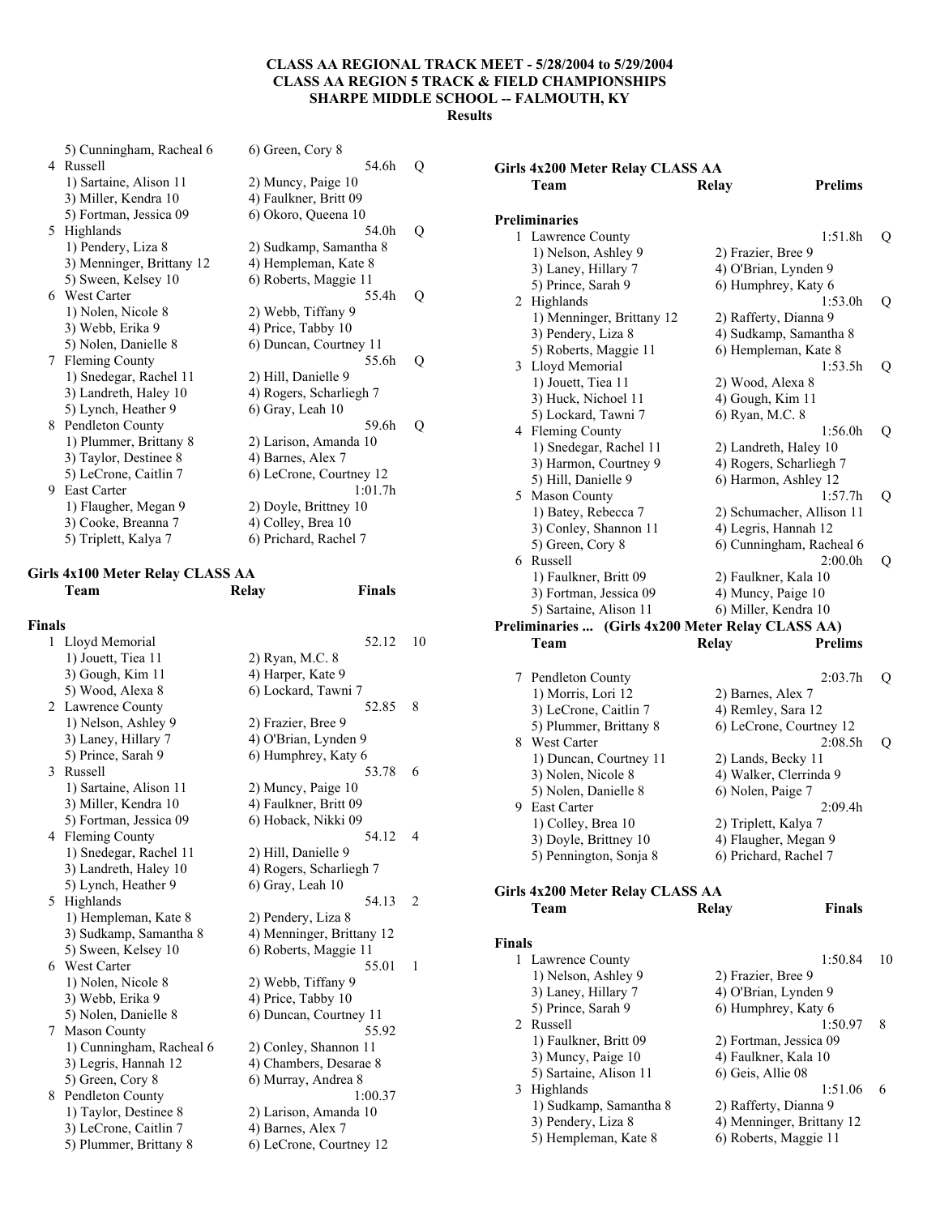**CLASS AA REGIONAL TRACK MEET - 5/28/2004 to 5/29/2004**
**CLASS AA REGION 5 TRACK & FIELD CHAMPIONSHIPS**
**SHARPE MIDDLE SCHOOL -- FALMOUTH, KY**
**Results**

```
    5) Cunningham, Racheal 6      6) Green, Cory 8
  4 Russell                                  54.6h   Q
    1) Sartaine, Alison 11        2) Muncy, Paige 10
    3) Miller, Kendra 10          4) Faulkner, Britt 09
    5) Fortman, Jessica 09        6) Okoro, Queena 10
  5 Highlands                                54.0h   Q
    1) Pendery, Liza 8            2) Sudkamp, Samantha 8
    3) Menninger, Brittany 12     4) Hempleman, Kate 8
    5) Sween, Kelsey 10           6) Roberts, Maggie 11
  6 West Carter                              55.4h   Q
    1) Nolen, Nicole 8            2) Webb, Tiffany 9
    3) Webb, Erika 9              4) Price, Tabby 10
    5) Nolen, Danielle 8          6) Duncan, Courtney 11
  7 Fleming County                           55.6h   Q
    1) Snedegar, Rachel 11        2) Hill, Danielle 9
    3) Landreth, Haley 10         4) Rogers, Scharliegh 7
    5) Lynch, Heather 9           6) Gray, Leah 10
  8 Pendleton County                         59.6h   Q
    1) Plummer, Brittany 8        2) Larison, Amanda 10
    3) Taylor, Destinee 8         4) Barnes, Alex 7
    5) LeCrone, Caitlin 7         6) LeCrone, Courtney 12
  9 East Carter                            1:01.7h
    1) Flaugher, Megan 9          2) Doyle, Brittney 10
    3) Cooke, Breanna 7           4) Colley, Brea 10
    5) Triplett, Kalya 7          6) Prichard, Rachel 7
```

**Girls 4x100 Meter Relay CLASS AA**

```
    Team                          Relay               Finals

Finals
  1 Lloyd Memorial                             52.12   10
    1) Jouett, Tiea 11            2) Ryan, M.C. 8
    3) Gough, Kim 11              4) Harper, Kate 9
    5) Wood, Alexa 8              6) Lockard, Tawni 7
  2 Lawrence County                            52.85   8
    1) Nelson, Ashley 9           2) Frazier, Bree 9
    3) Laney, Hillary 7           4) O'Brian, Lynden 9
    5) Prince, Sarah 9            6) Humphrey, Katy 6
  3 Russell                                    53.78   6
    1) Sartaine, Alison 11        2) Muncy, Paige 10
    3) Miller, Kendra 10          4) Faulkner, Britt 09
    5) Fortman, Jessica 09        6) Hoback, Nikki 09
  4 Fleming County                             54.12   4
    1) Snedegar, Rachel 11        2) Hill, Danielle 9
    3) Landreth, Haley 10         4) Rogers, Scharliegh 7
    5) Lynch, Heather 9           6) Gray, Leah 10
  5 Highlands                                  54.13   2
    1) Hempleman, Kate 8          2) Pendery, Liza 8
    3) Sudkamp, Samantha 8        4) Menninger, Brittany 12
    5) Sween, Kelsey 10           6) Roberts, Maggie 11
  6 West Carter                                55.01   1
    1) Nolen, Nicole 8            2) Webb, Tiffany 9
    3) Webb, Erika 9              4) Price, Tabby 10
    5) Nolen, Danielle 8          6) Duncan, Courtney 11
  7 Mason County                               55.92
    1) Cunningham, Racheal 6      2) Conley, Shannon 11
    3) Legris, Hannah 12          4) Chambers, Desarae 8
    5) Green, Cory 8              6) Murray, Andrea 8
  8 Pendleton County                         1:00.37
    1) Taylor, Destinee 8         2) Larison, Amanda 10
    3) LeCrone, Caitlin 7         4) Barnes, Alex 7
    5) Plummer, Brittany 8        6) LeCrone, Courtney 12
```

**Girls 4x200 Meter Relay CLASS AA**

```
    Team                          Relay               Prelims

Preliminaries
  1 Lawrence County                          1:51.8h   Q
    1) Nelson, Ashley 9           2) Frazier, Bree 9
    3) Laney, Hillary 7           4) O'Brian, Lynden 9
    5) Prince, Sarah 9            6) Humphrey, Katy 6
  2 Highlands                                1:53.0h   Q
    1) Menninger, Brittany 12     2) Rafferty, Dianna 9
    3) Pendery, Liza 8            4) Sudkamp, Samantha 8
    5) Roberts, Maggie 11         6) Hempleman, Kate 8
  3 Lloyd Memorial                           1:53.5h   Q
    1) Jouett, Tiea 11            2) Wood, Alexa 8
    3) Huck, Nichoel 11           4) Gough, Kim 11
    5) Lockard, Tawni 7           6) Ryan, M.C. 8
  4 Fleming County                           1:56.0h   Q
    1) Snedegar, Rachel 11        2) Landreth, Haley 10
    3) Harmon, Courtney 9         4) Rogers, Scharliegh 7
    5) Hill, Danielle 9           6) Harmon, Ashley 12
  5 Mason County                             1:57.7h   Q
    1) Batey, Rebecca 7           2) Schumacher, Allison 11
    3) Conley, Shannon 11         4) Legris, Hannah 12
    5) Green, Cory 8              6) Cunningham, Racheal 6
  6 Russell                                  2:00.0h   Q
    1) Faulkner, Britt 09         2) Faulkner, Kala 10
    3) Fortman, Jessica 09        4) Muncy, Paige 10
    5) Sartaine, Alison 11        6) Miller, Kendra 10
Preliminaries ...  (Girls 4x200 Meter Relay CLASS AA)
    Team                          Relay               Prelims

  7 Pendleton County                         2:03.7h   Q
    1) Morris, Lori 12            2) Barnes, Alex 7
    3) LeCrone, Caitlin 7         4) Remley, Sara 12
    5) Plummer, Brittany 8        6) LeCrone, Courtney 12
  8 West Carter                              2:08.5h   Q
    1) Duncan, Courtney 11        2) Lands, Becky 11
    3) Nolen, Nicole 8            4) Walker, Clerrinda 9
    5) Nolen, Danielle 8          6) Nolen, Paige 7
  9 East Carter                              2:09.4h
    1) Colley, Brea 10            2) Triplett, Kalya 7
    3) Doyle, Brittney 10         4) Flaugher, Megan 9
    5) Pennington, Sonja 8        6) Prichard, Rachel 7
```

**Girls 4x200 Meter Relay CLASS AA**

```
    Team                          Relay               Finals

Finals
  1 Lawrence County                          1:50.84   10
    1) Nelson, Ashley 9           2) Frazier, Bree 9
    3) Laney, Hillary 7           4) O'Brian, Lynden 9
    5) Prince, Sarah 9            6) Humphrey, Katy 6
  2 Russell                                  1:50.97   8
    1) Faulkner, Britt 09         2) Fortman, Jessica 09
    3) Muncy, Paige 10            4) Faulkner, Kala 10
    5) Sartaine, Alison 11        6) Geis, Allie 08
  3 Highlands                                1:51.06   6
    1) Sudkamp, Samantha 8        2) Rafferty, Dianna 9
    3) Pendery, Liza 8            4) Menninger, Brittany 12
    5) Hempleman, Kate 8          6) Roberts, Maggie 11
```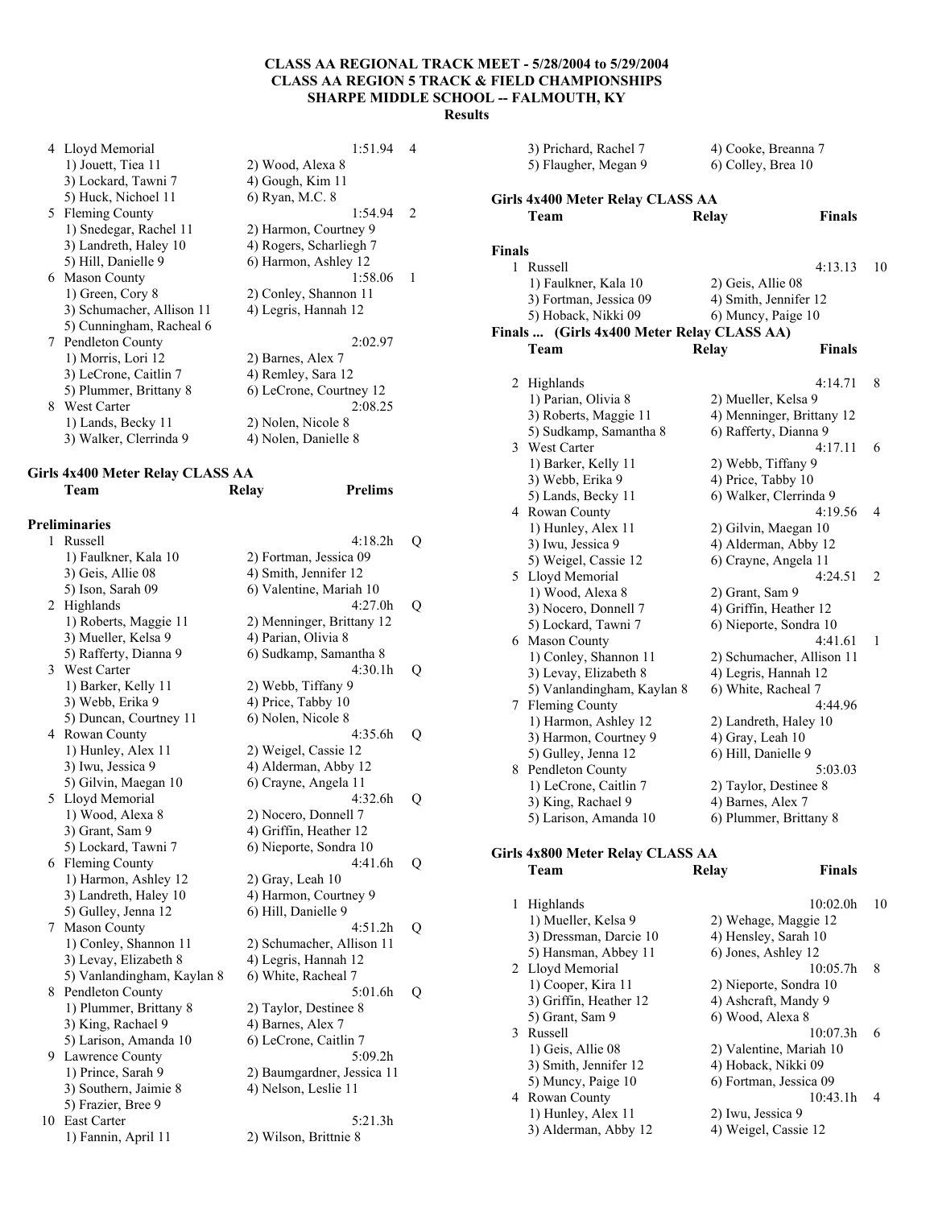**CLASS AA REGIONAL TRACK MEET - 5/28/2004 to 5/29/2004**
**CLASS AA REGION 5 TRACK & FIELD CHAMPIONSHIPS**
**SHARPE MIDDLE SCHOOL -- FALMOUTH, KY**
**Results**

```
  4 Lloyd Memorial                                       1:51.94   4
     1) Jouett, Tiea 11                2) Wood, Alexa 8
     3) Lockard, Tawni 7               4) Gough, Kim 11
     5) Huck, Nichoel 11               6) Ryan, M.C. 8
  5 Fleming County                                       1:54.94   2
     1) Snedegar, Rachel 11            2) Harmon, Courtney 9
     3) Landreth, Haley 10             4) Rogers, Scharliegh 7
     5) Hill, Danielle 9               6) Harmon, Ashley 12
  6 Mason County                                         1:58.06   1
     1) Green, Cory 8                  2) Conley, Shannon 11
     3) Schumacher, Allison 11         4) Legris, Hannah 12
     5) Cunningham, Racheal 6
  7 Pendleton County                                     2:02.97
     1) Morris, Lori 12                2) Barnes, Alex 7
     3) LeCrone, Caitlin 7             4) Remley, Sara 12
     5) Plummer, Brittany 8            6) LeCrone, Courtney 12
  8 West Carter                                          2:08.25
     1) Lands, Becky 11                2) Nolen, Nicole 8
     3) Walker, Clerrinda 9            4) Nolen, Danielle 8
```

### Girls 4x400 Meter Relay CLASS AA

```
    Team                               Relay             Prelims

Preliminaries
  1 Russell                                              4:18.2h   Q
     1) Faulkner, Kala 10              2) Fortman, Jessica 09
     3) Geis, Allie 08                 4) Smith, Jennifer 12
     5) Ison, Sarah 09                 6) Valentine, Mariah 10
  2 Highlands                                            4:27.0h   Q
     1) Roberts, Maggie 11             2) Menninger, Brittany 12
     3) Mueller, Kelsa 9               4) Parian, Olivia 8
     5) Rafferty, Dianna 9             6) Sudkamp, Samantha 8
  3 West Carter                                          4:30.1h   Q
     1) Barker, Kelly 11               2) Webb, Tiffany 9
     3) Webb, Erika 9                  4) Price, Tabby 10
     5) Duncan, Courtney 11            6) Nolen, Nicole 8
  4 Rowan County                                         4:35.6h   Q
     1) Hunley, Alex 11                2) Weigel, Cassie 12
     3) Iwu, Jessica 9                 4) Alderman, Abby 12
     5) Gilvin, Maegan 10              6) Crayne, Angela 11
  5 Lloyd Memorial                                       4:32.6h   Q
     1) Wood, Alexa 8                  2) Nocero, Donnell 7
     3) Grant, Sam 9                   4) Griffin, Heather 12
     5) Lockard, Tawni 7               6) Nieporte, Sondra 10
  6 Fleming County                                       4:41.6h   Q
     1) Harmon, Ashley 12              2) Gray, Leah 10
     3) Landreth, Haley 10             4) Harmon, Courtney 9
     5) Gulley, Jenna 12               6) Hill, Danielle 9
  7 Mason County                                         4:51.2h   Q
     1) Conley, Shannon 11             2) Schumacher, Allison 11
     3) Levay, Elizabeth 8             4) Legris, Hannah 12
     5) Vanlandingham, Kaylan 8        6) White, Racheal 7
  8 Pendleton County                                     5:01.6h   Q
     1) Plummer, Brittany 8            2) Taylor, Destinee 8
     3) King, Rachael 9                4) Barnes, Alex 7
     5) Larison, Amanda 10             6) LeCrone, Caitlin 7
  9 Lawrence County                                      5:09.2h
     1) Prince, Sarah 9                2) Baumgardner, Jessica 11
     3) Southern, Jaimie 8             4) Nelson, Leslie 11
     5) Frazier, Bree 9
 10 East Carter                                          5:21.3h
     1) Fannin, April 11               2) Wilson, Brittnie 8
     3) Prichard, Rachel 7             4) Cooke, Breanna 7
     5) Flaugher, Megan 9              6) Colley, Brea 10
```

### Girls 4x400 Meter Relay CLASS AA

```
    Team                               Relay             Finals

Finals
  1 Russell                                              4:13.13  10
     1) Faulkner, Kala 10              2) Geis, Allie 08
     3) Fortman, Jessica 09            4) Smith, Jennifer 12
     5) Hoback, Nikki 09               6) Muncy, Paige 10
Finals ...  (Girls 4x400 Meter Relay CLASS AA)
    Team                               Relay             Finals

  2 Highlands                                            4:14.71   8
     1) Parian, Olivia 8               2) Mueller, Kelsa 9
     3) Roberts, Maggie 11             4) Menninger, Brittany 12
     5) Sudkamp, Samantha 8            6) Rafferty, Dianna 9
  3 West Carter                                          4:17.11   6
     1) Barker, Kelly 11               2) Webb, Tiffany 9
     3) Webb, Erika 9                  4) Price, Tabby 10
     5) Lands, Becky 11                6) Walker, Clerrinda 9
  4 Rowan County                                         4:19.56   4
     1) Hunley, Alex 11                2) Gilvin, Maegan 10
     3) Iwu, Jessica 9                 4) Alderman, Abby 12
     5) Weigel, Cassie 12              6) Crayne, Angela 11
  5 Lloyd Memorial                                       4:24.51   2
     1) Wood, Alexa 8                  2) Grant, Sam 9
     3) Nocero, Donnell 7              4) Griffin, Heather 12
     5) Lockard, Tawni 7               6) Nieporte, Sondra 10
  6 Mason County                                         4:41.61   1
     1) Conley, Shannon 11             2) Schumacher, Allison 11
     3) Levay, Elizabeth 8             4) Legris, Hannah 12
     5) Vanlandingham, Kaylan 8        6) White, Racheal 7
  7 Fleming County                                       4:44.96
     1) Harmon, Ashley 12              2) Landreth, Haley 10
     3) Harmon, Courtney 9             4) Gray, Leah 10
     5) Gulley, Jenna 12               6) Hill, Danielle 9
  8 Pendleton County                                     5:03.03
     1) LeCrone, Caitlin 7             2) Taylor, Destinee 8
     3) King, Rachael 9                4) Barnes, Alex 7
     5) Larison, Amanda 10             6) Plummer, Brittany 8
```

### Girls 4x800 Meter Relay CLASS AA

```
    Team                               Relay             Finals

  1 Highlands                                           10:02.0h  10
     1) Mueller, Kelsa 9               2) Wehage, Maggie 12
     3) Dressman, Darcie 10            4) Hensley, Sarah 10
     5) Hansman, Abbey 11              6) Jones, Ashley 12
  2 Lloyd Memorial                                      10:05.7h   8
     1) Cooper, Kira 11                2) Nieporte, Sondra 10
     3) Griffin, Heather 12            4) Ashcraft, Mandy 9
     5) Grant, Sam 9                   6) Wood, Alexa 8
  3 Russell                                             10:07.3h   6
     1) Geis, Allie 08                 2) Valentine, Mariah 10
     3) Smith, Jennifer 12             4) Hoback, Nikki 09
     5) Muncy, Paige 10                6) Fortman, Jessica 09
  4 Rowan County                                        10:43.1h   4
     1) Hunley, Alex 11                2) Iwu, Jessica 9
     3) Alderman, Abby 12              4) Weigel, Cassie 12
```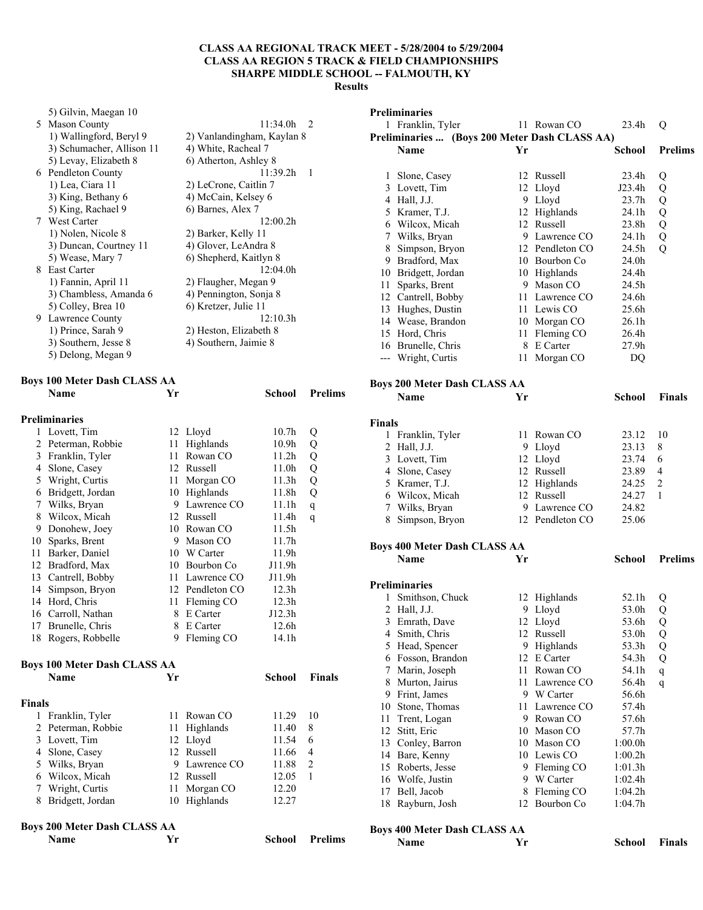**CLASS AA REGIONAL TRACK MEET - 5/28/2004 to 5/29/2004**
**CLASS AA REGION 5 TRACK & FIELD CHAMPIONSHIPS**
**SHARPE MIDDLE SCHOOL -- FALMOUTH, KY**
**Results**

5) Gilvin, Maegan 10

| | Team | | Finals | Points |
|---|---|---|---|---|
| 5 | Mason County | | 11:34.0h | 2 |
| | 1) Wallingford, Beryl 9 | 2) Vanlandingham, Kaylan 8 | | |
| | 3) Schumacher, Allison 11 | 4) White, Racheal 7 | | |
| | 5) Levay, Elizabeth 8 | 6) Atherton, Ashley 8 | | |
| 6 | Pendleton County | | 11:39.2h | 1 |
| | 1) Lea, Ciara 11 | 2) LeCrone, Caitlin 7 | | |
| | 3) King, Bethany 6 | 4) McCain, Kelsey 6 | | |
| | 5) King, Rachael 9 | 6) Barnes, Alex 7 | | |
| 7 | West Carter | | 12:00.2h | |
| | 1) Nolen, Nicole 8 | 2) Barker, Kelly 11 | | |
| | 3) Duncan, Courtney 11 | 4) Glover, LeAndra 8 | | |
| | 5) Wease, Mary 7 | 6) Shepherd, Kaitlyn 8 | | |
| 8 | East Carter | | 12:04.0h | |
| | 1) Fannin, April 11 | 2) Flaugher, Megan 9 | | |
| | 3) Chambless, Amanda 6 | 4) Pennington, Sonja 8 | | |
| | 5) Colley, Brea 10 | 6) Kretzer, Julie 11 | | |
| 9 | Lawrence County | | 12:10.3h | |
| | 1) Prince, Sarah 9 | 2) Heston, Elizabeth 8 | | |
| | 3) Southern, Jesse 8 | 4) Southern, Jaimie 8 | | |
| | 5) Delong, Megan 9 | | | |

### Boys 100 Meter Dash CLASS AA

**Preliminaries**

| | Name | Yr | School | Prelims | |
|---|---|---|---|---|---|
| 1 | Lovett, Tim | 12 | Lloyd | 10.7h | Q |
| 2 | Peterman, Robbie | 11 | Highlands | 10.9h | Q |
| 3 | Franklin, Tyler | 11 | Rowan CO | 11.2h | Q |
| 4 | Slone, Casey | 12 | Russell | 11.0h | Q |
| 5 | Wright, Curtis | 11 | Morgan CO | 11.3h | Q |
| 6 | Bridgett, Jordan | 10 | Highlands | 11.8h | Q |
| 7 | Wilks, Bryan | 9 | Lawrence CO | 11.1h | q |
| 8 | Wilcox, Micah | 12 | Russell | 11.4h | q |
| 9 | Donohew, Joey | 10 | Rowan CO | 11.5h | |
| 10 | Sparks, Brent | 9 | Mason CO | 11.7h | |
| 11 | Barker, Daniel | 10 | W Carter | 11.9h | |
| 12 | Bradford, Max | 10 | Bourbon Co | J11.9h | |
| 13 | Cantrell, Bobby | 11 | Lawrence CO | J11.9h | |
| 14 | Simpson, Bryon | 12 | Pendleton CO | 12.3h | |
| 14 | Hord, Chris | 11 | Fleming CO | 12.3h | |
| 16 | Carroll, Nathan | 8 | E Carter | J12.3h | |
| 17 | Brunelle, Chris | 8 | E Carter | 12.6h | |
| 18 | Rogers, Robbelle | 9 | Fleming CO | 14.1h | |

### Boys 100 Meter Dash CLASS AA

**Finals**

| | Name | Yr | School | Finals | |
|---|---|---|---|---|---|
| 1 | Franklin, Tyler | 11 | Rowan CO | 11.29 | 10 |
| 2 | Peterman, Robbie | 11 | Highlands | 11.40 | 8 |
| 3 | Lovett, Tim | 12 | Lloyd | 11.54 | 6 |
| 4 | Slone, Casey | 12 | Russell | 11.66 | 4 |
| 5 | Wilks, Bryan | 9 | Lawrence CO | 11.88 | 2 |
| 6 | Wilcox, Micah | 12 | Russell | 12.05 | 1 |
| 7 | Wright, Curtis | 11 | Morgan CO | 12.20 | |
| 8 | Bridgett, Jordan | 10 | Highlands | 12.27 | |

### Boys 200 Meter Dash CLASS AA

**Preliminaries**

| | Name | Yr | School | Prelims | |
|---|---|---|---|---|---|
| 1 | Franklin, Tyler | 11 | Rowan CO | 23.4h | Q |

**Preliminaries ... (Boys 200 Meter Dash CLASS AA)**

| | Name | Yr | School | Prelims | |
|---|---|---|---|---|---|
| 1 | Slone, Casey | 12 | Russell | 23.4h | Q |
| 3 | Lovett, Tim | 12 | Lloyd | J23.4h | Q |
| 4 | Hall, J.J. | 9 | Lloyd | 23.7h | Q |
| 5 | Kramer, T.J. | 12 | Highlands | 24.1h | Q |
| 6 | Wilcox, Micah | 12 | Russell | 23.8h | Q |
| 7 | Wilks, Bryan | 9 | Lawrence CO | 24.1h | Q |
| 8 | Simpson, Bryon | 12 | Pendleton CO | 24.5h | Q |
| 9 | Bradford, Max | 10 | Bourbon Co | 24.0h | |
| 10 | Bridgett, Jordan | 10 | Highlands | 24.4h | |
| 11 | Sparks, Brent | 9 | Mason CO | 24.5h | |
| 12 | Cantrell, Bobby | 11 | Lawrence CO | 24.6h | |
| 13 | Hughes, Dustin | 11 | Lewis CO | 25.6h | |
| 14 | Wease, Brandon | 10 | Morgan CO | 26.1h | |
| 15 | Hord, Chris | 11 | Fleming CO | 26.4h | |
| 16 | Brunelle, Chris | 8 | E Carter | 27.9h | |
| --- | Wright, Curtis | 11 | Morgan CO | DQ | |

### Boys 200 Meter Dash CLASS AA

**Finals**

| | Name | Yr | School | Finals | |
|---|---|---|---|---|---|
| 1 | Franklin, Tyler | 11 | Rowan CO | 23.12 | 10 |
| 2 | Hall, J.J. | 9 | Lloyd | 23.13 | 8 |
| 3 | Lovett, Tim | 12 | Lloyd | 23.74 | 6 |
| 4 | Slone, Casey | 12 | Russell | 23.89 | 4 |
| 5 | Kramer, T.J. | 12 | Highlands | 24.25 | 2 |
| 6 | Wilcox, Micah | 12 | Russell | 24.27 | 1 |
| 7 | Wilks, Bryan | 9 | Lawrence CO | 24.82 | |
| 8 | Simpson, Bryon | 12 | Pendleton CO | 25.06 | |

### Boys 400 Meter Dash CLASS AA

**Preliminaries**

| | Name | Yr | School | Prelims | |
|---|---|---|---|---|---|
| 1 | Smithson, Chuck | 12 | Highlands | 52.1h | Q |
| 2 | Hall, J.J. | 9 | Lloyd | 53.0h | Q |
| 3 | Emrath, Dave | 12 | Lloyd | 53.6h | Q |
| 4 | Smith, Chris | 12 | Russell | 53.0h | Q |
| 5 | Head, Spencer | 9 | Highlands | 53.3h | Q |
| 6 | Fosson, Brandon | 12 | E Carter | 54.3h | Q |
| 7 | Marin, Joseph | 11 | Rowan CO | 54.1h | q |
| 8 | Murton, Jairus | 11 | Lawrence CO | 56.4h | q |
| 9 | Frint, James | 9 | W Carter | 56.6h | |
| 10 | Stone, Thomas | 11 | Lawrence CO | 57.4h | |
| 11 | Trent, Logan | 9 | Rowan CO | 57.6h | |
| 12 | Stitt, Eric | 10 | Mason CO | 57.7h | |
| 13 | Conley, Barron | 10 | Mason CO | 1:00.0h | |
| 14 | Bare, Kenny | 10 | Lewis CO | 1:00.2h | |
| 15 | Roberts, Jesse | 9 | Fleming CO | 1:01.3h | |
| 16 | Wolfe, Justin | 9 | W Carter | 1:02.4h | |
| 17 | Bell, Jacob | 8 | Fleming CO | 1:04.2h | |
| 18 | Rayburn, Josh | 12 | Bourbon Co | 1:04.7h | |

### Boys 400 Meter Dash CLASS AA

| Name | Yr | School | Finals |
|---|---|---|---|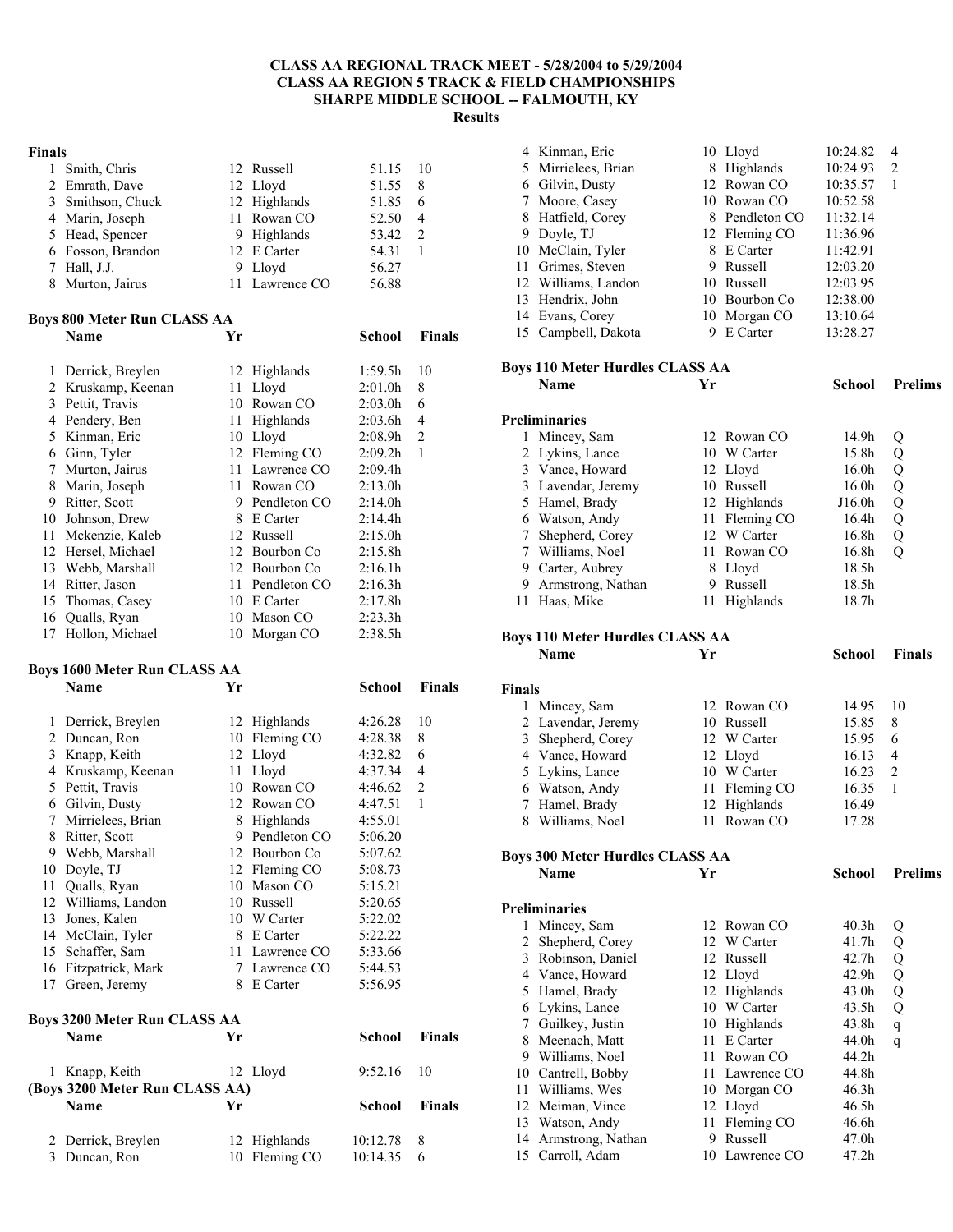# CLASS AA REGIONAL TRACK MEET - 5/28/2004 to 5/29/2004
## CLASS AA REGION 5 TRACK & FIELD CHAMPIONSHIPS
## SHARPE MIDDLE SCHOOL -- FALMOUTH, KY
### Results

**Finals**

| | Name | Yr | School | Finals | Points |
|---|---|---|---|---|---|
| 1 | Smith, Chris | 12 | Russell | 51.15 | 10 |
| 2 | Emrath, Dave | 12 | Lloyd | 51.55 | 8 |
| 3 | Smithson, Chuck | 12 | Highlands | 51.85 | 6 |
| 4 | Marin, Joseph | 11 | Rowan CO | 52.50 | 4 |
| 5 | Head, Spencer | 9 | Highlands | 53.42 | 2 |
| 6 | Fosson, Brandon | 12 | E Carter | 54.31 | 1 |
| 7 | Hall, J.J. | 9 | Lloyd | 56.27 | |
| 8 | Murton, Jairus | 11 | Lawrence CO | 56.88 | |

**Boys 800 Meter Run CLASS AA**

| | Name | Yr | School | Finals | Points |
|---|---|---|---|---|---|
| 1 | Derrick, Breylen | 12 | Highlands | 1:59.5h | 10 |
| 2 | Kruskamp, Keenan | 11 | Lloyd | 2:01.0h | 8 |
| 3 | Pettit, Travis | 10 | Rowan CO | 2:03.0h | 6 |
| 4 | Pendery, Ben | 11 | Highlands | 2:03.6h | 4 |
| 5 | Kinman, Eric | 10 | Lloyd | 2:08.9h | 2 |
| 6 | Ginn, Tyler | 12 | Fleming CO | 2:09.2h | 1 |
| 7 | Murton, Jairus | 11 | Lawrence CO | 2:09.4h | |
| 8 | Marin, Joseph | 11 | Rowan CO | 2:13.0h | |
| 9 | Ritter, Scott | 9 | Pendleton CO | 2:14.0h | |
| 10 | Johnson, Drew | 8 | E Carter | 2:14.4h | |
| 11 | Mckenzie, Kaleb | 12 | Russell | 2:15.0h | |
| 12 | Hersel, Michael | 12 | Bourbon Co | 2:15.8h | |
| 13 | Webb, Marshall | 12 | Bourbon Co | 2:16.1h | |
| 14 | Ritter, Jason | 11 | Pendleton CO | 2:16.3h | |
| 15 | Thomas, Casey | 10 | E Carter | 2:17.8h | |
| 16 | Qualls, Ryan | 10 | Mason CO | 2:23.3h | |
| 17 | Hollon, Michael | 10 | Morgan CO | 2:38.5h | |

**Boys 1600 Meter Run CLASS AA**

| | Name | Yr | School | Finals | Points |
|---|---|---|---|---|---|
| 1 | Derrick, Breylen | 12 | Highlands | 4:26.28 | 10 |
| 2 | Duncan, Ron | 10 | Fleming CO | 4:28.38 | 8 |
| 3 | Knapp, Keith | 12 | Lloyd | 4:32.82 | 6 |
| 4 | Kruskamp, Keenan | 11 | Lloyd | 4:37.34 | 4 |
| 5 | Pettit, Travis | 10 | Rowan CO | 4:46.62 | 2 |
| 6 | Gilvin, Dusty | 12 | Rowan CO | 4:47.51 | 1 |
| 7 | Mirrielees, Brian | 8 | Highlands | 4:55.01 | |
| 8 | Ritter, Scott | 9 | Pendleton CO | 5:06.20 | |
| 9 | Webb, Marshall | 12 | Bourbon Co | 5:07.62 | |
| 10 | Doyle, TJ | 12 | Fleming CO | 5:08.73 | |
| 11 | Qualls, Ryan | 10 | Mason CO | 5:15.21 | |
| 12 | Williams, Landon | 10 | Russell | 5:20.65 | |
| 13 | Jones, Kalen | 10 | W Carter | 5:22.02 | |
| 14 | McClain, Tyler | 8 | E Carter | 5:22.22 | |
| 15 | Schaffer, Sam | 11 | Lawrence CO | 5:33.66 | |
| 16 | Fitzpatrick, Mark | 7 | Lawrence CO | 5:44.53 | |
| 17 | Green, Jeremy | 8 | E Carter | 5:56.95 | |

**Boys 3200 Meter Run CLASS AA**

| | Name | Yr | School | Finals | Points |
|---|---|---|---|---|---|
| 1 | Knapp, Keith | 12 | Lloyd | 9:52.16 | 10 |

**(Boys 3200 Meter Run CLASS AA)**

| | Name | Yr | School | Finals | Points |
|---|---|---|---|---|---|
| 2 | Derrick, Breylen | 12 | Highlands | 10:12.78 | 8 |
| 3 | Duncan, Ron | 10 | Fleming CO | 10:14.35 | 6 |
| 4 | Kinman, Eric | 10 | Lloyd | 10:24.82 | 4 |
| 5 | Mirrielees, Brian | 8 | Highlands | 10:24.93 | 2 |
| 6 | Gilvin, Dusty | 12 | Rowan CO | 10:35.57 | 1 |
| 7 | Moore, Casey | 10 | Rowan CO | 10:52.58 | |
| 8 | Hatfield, Corey | 8 | Pendleton CO | 11:32.14 | |
| 9 | Doyle, TJ | 12 | Fleming CO | 11:36.96 | |
| 10 | McClain, Tyler | 8 | E Carter | 11:42.91 | |
| 11 | Grimes, Steven | 9 | Russell | 12:03.20 | |
| 12 | Williams, Landon | 10 | Russell | 12:03.95 | |
| 13 | Hendrix, John | 10 | Bourbon Co | 12:38.00 | |
| 14 | Evans, Corey | 10 | Morgan CO | 13:10.64 | |
| 15 | Campbell, Dakota | 9 | E Carter | 13:28.27 | |

**Boys 110 Meter Hurdles CLASS AA**

**Preliminaries**

| | Name | Yr | School | Prelims | |
|---|---|---|---|---|---|
| 1 | Mincey, Sam | 12 | Rowan CO | 14.9h | Q |
| 2 | Lykins, Lance | 10 | W Carter | 15.8h | Q |
| 3 | Vance, Howard | 12 | Lloyd | 16.0h | Q |
| 3 | Lavendar, Jeremy | 10 | Russell | 16.0h | Q |
| 5 | Hamel, Brady | 12 | Highlands | J16.0h | Q |
| 6 | Watson, Andy | 11 | Fleming CO | 16.4h | Q |
| 7 | Shepherd, Corey | 12 | W Carter | 16.8h | Q |
| 7 | Williams, Noel | 11 | Rowan CO | 16.8h | Q |
| 9 | Carter, Aubrey | 8 | Lloyd | 18.5h | |
| 9 | Armstrong, Nathan | 9 | Russell | 18.5h | |
| 11 | Haas, Mike | 11 | Highlands | 18.7h | |

**Boys 110 Meter Hurdles CLASS AA**

**Finals**

| | Name | Yr | School | Finals | Points |
|---|---|---|---|---|---|
| 1 | Mincey, Sam | 12 | Rowan CO | 14.95 | 10 |
| 2 | Lavendar, Jeremy | 10 | Russell | 15.85 | 8 |
| 3 | Shepherd, Corey | 12 | W Carter | 15.95 | 6 |
| 4 | Vance, Howard | 12 | Lloyd | 16.13 | 4 |
| 5 | Lykins, Lance | 10 | W Carter | 16.23 | 2 |
| 6 | Watson, Andy | 11 | Fleming CO | 16.35 | 1 |
| 7 | Hamel, Brady | 12 | Highlands | 16.49 | |
| 8 | Williams, Noel | 11 | Rowan CO | 17.28 | |

**Boys 300 Meter Hurdles CLASS AA**

**Preliminaries**

| | Name | Yr | School | Prelims | |
|---|---|---|---|---|---|
| 1 | Mincey, Sam | 12 | Rowan CO | 40.3h | Q |
| 2 | Shepherd, Corey | 12 | W Carter | 41.7h | Q |
| 3 | Robinson, Daniel | 12 | Russell | 42.7h | Q |
| 4 | Vance, Howard | 12 | Lloyd | 42.9h | Q |
| 5 | Hamel, Brady | 12 | Highlands | 43.0h | Q |
| 6 | Lykins, Lance | 10 | W Carter | 43.5h | Q |
| 7 | Guilkey, Justin | 10 | Highlands | 43.8h | q |
| 8 | Meenach, Matt | 11 | E Carter | 44.0h | q |
| 9 | Williams, Noel | 11 | Rowan CO | 44.2h | |
| 10 | Cantrell, Bobby | 11 | Lawrence CO | 44.8h | |
| 11 | Williams, Wes | 10 | Morgan CO | 46.3h | |
| 12 | Meiman, Vince | 12 | Lloyd | 46.5h | |
| 13 | Watson, Andy | 11 | Fleming CO | 46.6h | |
| 14 | Armstrong, Nathan | 9 | Russell | 47.0h | |
| 15 | Carroll, Adam | 10 | Lawrence CO | 47.2h | |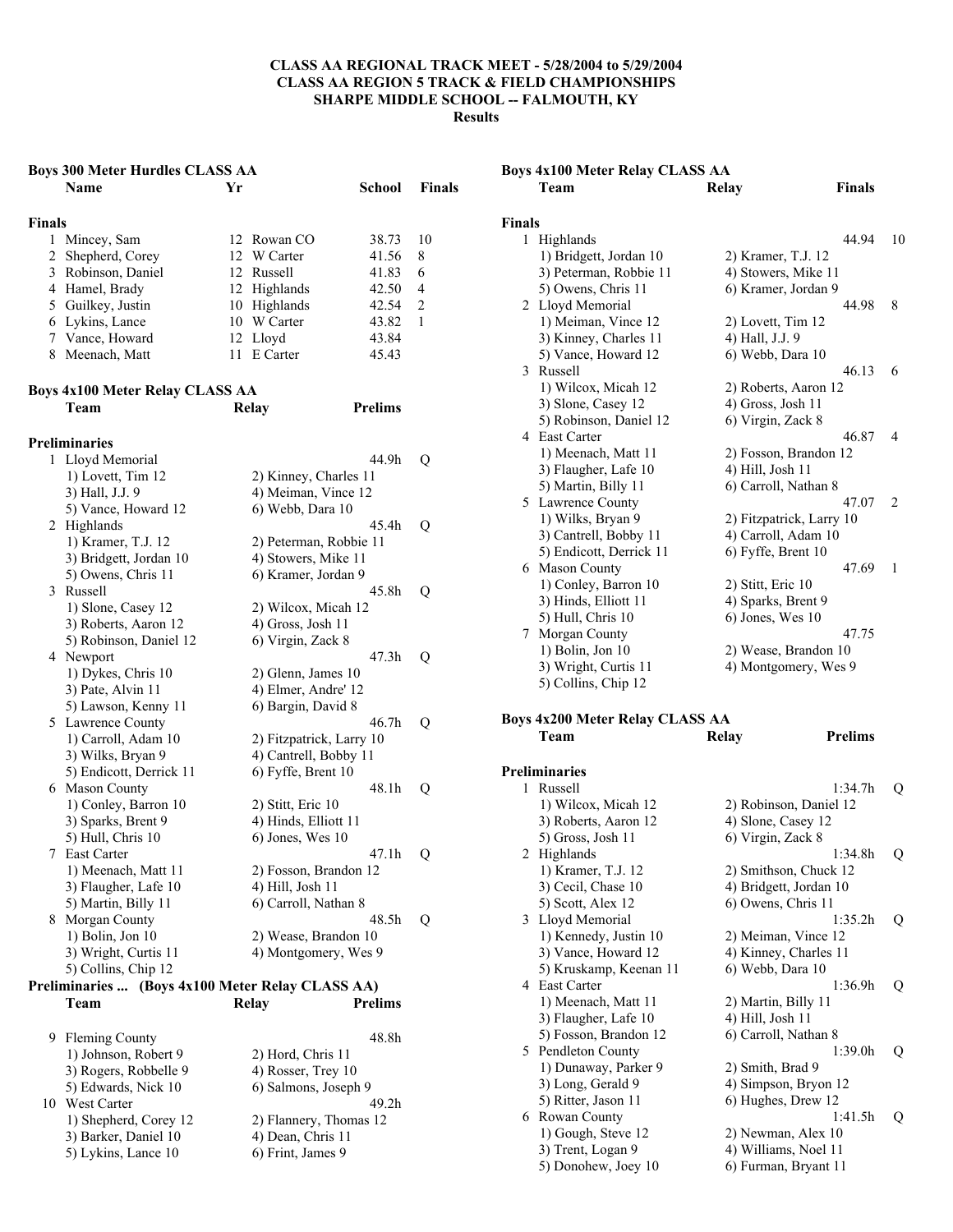**CLASS AA REGIONAL TRACK MEET - 5/28/2004 to 5/29/2004**
**CLASS AA REGION 5 TRACK & FIELD CHAMPIONSHIPS**
**SHARPE MIDDLE SCHOOL -- FALMOUTH, KY**
**Results**

### Boys 300 Meter Hurdles CLASS AA

**Finals**

| | Name | Yr | School | Finals | |
|---|---|---|---|---|---|
| 1 | Mincey, Sam | 12 | Rowan CO | 38.73 | 10 |
| 2 | Shepherd, Corey | 12 | W Carter | 41.56 | 8 |
| 3 | Robinson, Daniel | 12 | Russell | 41.83 | 6 |
| 4 | Hamel, Brady | 12 | Highlands | 42.50 | 4 |
| 5 | Guilkey, Justin | 10 | Highlands | 42.54 | 2 |
| 6 | Lykins, Lance | 10 | W Carter | 43.82 | 1 |
| 7 | Vance, Howard | 12 | Lloyd | 43.84 | |
| 8 | Meenach, Matt | 11 | E Carter | 45.43 | |

### Boys 4x100 Meter Relay CLASS AA

**Preliminaries**

| | Team | Relay | Prelims | |
|---|---|---|---|---|
| 1 | Lloyd Memorial | | 44.9h | Q |
| | 1) Lovett, Tim 12 | 2) Kinney, Charles 11 | | |
| | 3) Hall, J.J. 9 | 4) Meiman, Vince 12 | | |
| | 5) Vance, Howard 12 | 6) Webb, Dara 10 | | |
| 2 | Highlands | | 45.4h | Q |
| | 1) Kramer, T.J. 12 | 2) Peterman, Robbie 11 | | |
| | 3) Bridgett, Jordan 10 | 4) Stowers, Mike 11 | | |
| | 5) Owens, Chris 11 | 6) Kramer, Jordan 9 | | |
| 3 | Russell | | 45.8h | Q |
| | 1) Slone, Casey 12 | 2) Wilcox, Micah 12 | | |
| | 3) Roberts, Aaron 12 | 4) Gross, Josh 11 | | |
| | 5) Robinson, Daniel 12 | 6) Virgin, Zack 8 | | |
| 4 | Newport | | 47.3h | Q |
| | 1) Dykes, Chris 10 | 2) Glenn, James 10 | | |
| | 3) Pate, Alvin 11 | 4) Elmer, Andre' 12 | | |
| | 5) Lawson, Kenny 11 | 6) Bargin, David 8 | | |
| 5 | Lawrence County | | 46.7h | Q |
| | 1) Carroll, Adam 10 | 2) Fitzpatrick, Larry 10 | | |
| | 3) Wilks, Bryan 9 | 4) Cantrell, Bobby 11 | | |
| | 5) Endicott, Derrick 11 | 6) Fyffe, Brent 10 | | |
| 6 | Mason County | | 48.1h | Q |
| | 1) Conley, Barron 10 | 2) Stitt, Eric 10 | | |
| | 3) Sparks, Brent 9 | 4) Hinds, Elliott 11 | | |
| | 5) Hull, Chris 10 | 6) Jones, Wes 10 | | |
| 7 | East Carter | | 47.1h | Q |
| | 1) Meenach, Matt 11 | 2) Fosson, Brandon 12 | | |
| | 3) Flaugher, Lafe 10 | 4) Hill, Josh 11 | | |
| | 5) Martin, Billy 11 | 6) Carroll, Nathan 8 | | |
| 8 | Morgan County | | 48.5h | Q |
| | 1) Bolin, Jon 10 | 2) Wease, Brandon 10 | | |
| | 3) Wright, Curtis 11 | 4) Montgomery, Wes 9 | | |
| | 5) Collins, Chip 12 | | | |

**Preliminaries ... (Boys 4x100 Meter Relay CLASS AA)**

| | Team | Relay | Prelims |
|---|---|---|---|
| 9 | Fleming County | | 48.8h |
| | 1) Johnson, Robert 9 | 2) Hord, Chris 11 | |
| | 3) Rogers, Robbelle 9 | 4) Rosser, Trey 10 | |
| | 5) Edwards, Nick 10 | 6) Salmons, Joseph 9 | |
| 10 | West Carter | | 49.2h |
| | 1) Shepherd, Corey 12 | 2) Flannery, Thomas 12 | |
| | 3) Barker, Daniel 10 | 4) Dean, Chris 11 | |
| | 5) Lykins, Lance 10 | 6) Frint, James 9 | |

### Boys 4x100 Meter Relay CLASS AA

**Finals**

| | Team | Relay | Finals | |
|---|---|---|---|---|
| 1 | Highlands | | 44.94 | 10 |
| | 1) Bridgett, Jordan 10 | 2) Kramer, T.J. 12 | | |
| | 3) Peterman, Robbie 11 | 4) Stowers, Mike 11 | | |
| | 5) Owens, Chris 11 | 6) Kramer, Jordan 9 | | |
| 2 | Lloyd Memorial | | 44.98 | 8 |
| | 1) Meiman, Vince 12 | 2) Lovett, Tim 12 | | |
| | 3) Kinney, Charles 11 | 4) Hall, J.J. 9 | | |
| | 5) Vance, Howard 12 | 6) Webb, Dara 10 | | |
| 3 | Russell | | 46.13 | 6 |
| | 1) Wilcox, Micah 12 | 2) Roberts, Aaron 12 | | |
| | 3) Slone, Casey 12 | 4) Gross, Josh 11 | | |
| | 5) Robinson, Daniel 12 | 6) Virgin, Zack 8 | | |
| 4 | East Carter | | 46.87 | 4 |
| | 1) Meenach, Matt 11 | 2) Fosson, Brandon 12 | | |
| | 3) Flaugher, Lafe 10 | 4) Hill, Josh 11 | | |
| | 5) Martin, Billy 11 | 6) Carroll, Nathan 8 | | |
| 5 | Lawrence County | | 47.07 | 2 |
| | 1) Wilks, Bryan 9 | 2) Fitzpatrick, Larry 10 | | |
| | 3) Cantrell, Bobby 11 | 4) Carroll, Adam 10 | | |
| | 5) Endicott, Derrick 11 | 6) Fyffe, Brent 10 | | |
| 6 | Mason County | | 47.69 | 1 |
| | 1) Conley, Barron 10 | 2) Stitt, Eric 10 | | |
| | 3) Hinds, Elliott 11 | 4) Sparks, Brent 9 | | |
| | 5) Hull, Chris 10 | 6) Jones, Wes 10 | | |
| 7 | Morgan County | | 47.75 | |
| | 1) Bolin, Jon 10 | 2) Wease, Brandon 10 | | |
| | 3) Wright, Curtis 11 | 4) Montgomery, Wes 9 | | |
| | 5) Collins, Chip 12 | | | |

### Boys 4x200 Meter Relay CLASS AA

**Preliminaries**

| | Team | Relay | Prelims | |
|---|---|---|---|---|
| 1 | Russell | | 1:34.7h | Q |
| | 1) Wilcox, Micah 12 | 2) Robinson, Daniel 12 | | |
| | 3) Roberts, Aaron 12 | 4) Slone, Casey 12 | | |
| | 5) Gross, Josh 11 | 6) Virgin, Zack 8 | | |
| 2 | Highlands | | 1:34.8h | Q |
| | 1) Kramer, T.J. 12 | 2) Smithson, Chuck 12 | | |
| | 3) Cecil, Chase 10 | 4) Bridgett, Jordan 10 | | |
| | 5) Scott, Alex 12 | 6) Owens, Chris 11 | | |
| 3 | Lloyd Memorial | | 1:35.2h | Q |
| | 1) Kennedy, Justin 10 | 2) Meiman, Vince 12 | | |
| | 3) Vance, Howard 12 | 4) Kinney, Charles 11 | | |
| | 5) Kruskamp, Keenan 11 | 6) Webb, Dara 10 | | |
| 4 | East Carter | | 1:36.9h | Q |
| | 1) Meenach, Matt 11 | 2) Martin, Billy 11 | | |
| | 3) Flaugher, Lafe 10 | 4) Hill, Josh 11 | | |
| | 5) Fosson, Brandon 12 | 6) Carroll, Nathan 8 | | |
| 5 | Pendleton County | | 1:39.0h | Q |
| | 1) Dunaway, Parker 9 | 2) Smith, Brad 9 | | |
| | 3) Long, Gerald 9 | 4) Simpson, Bryon 12 | | |
| | 5) Ritter, Jason 11 | 6) Hughes, Drew 12 | | |
| 6 | Rowan County | | 1:41.5h | Q |
| | 1) Gough, Steve 12 | 2) Newman, Alex 10 | | |
| | 3) Trent, Logan 9 | 4) Williams, Noel 11 | | |
| | 5) Donohew, Joey 10 | 6) Furman, Bryant 11 | | |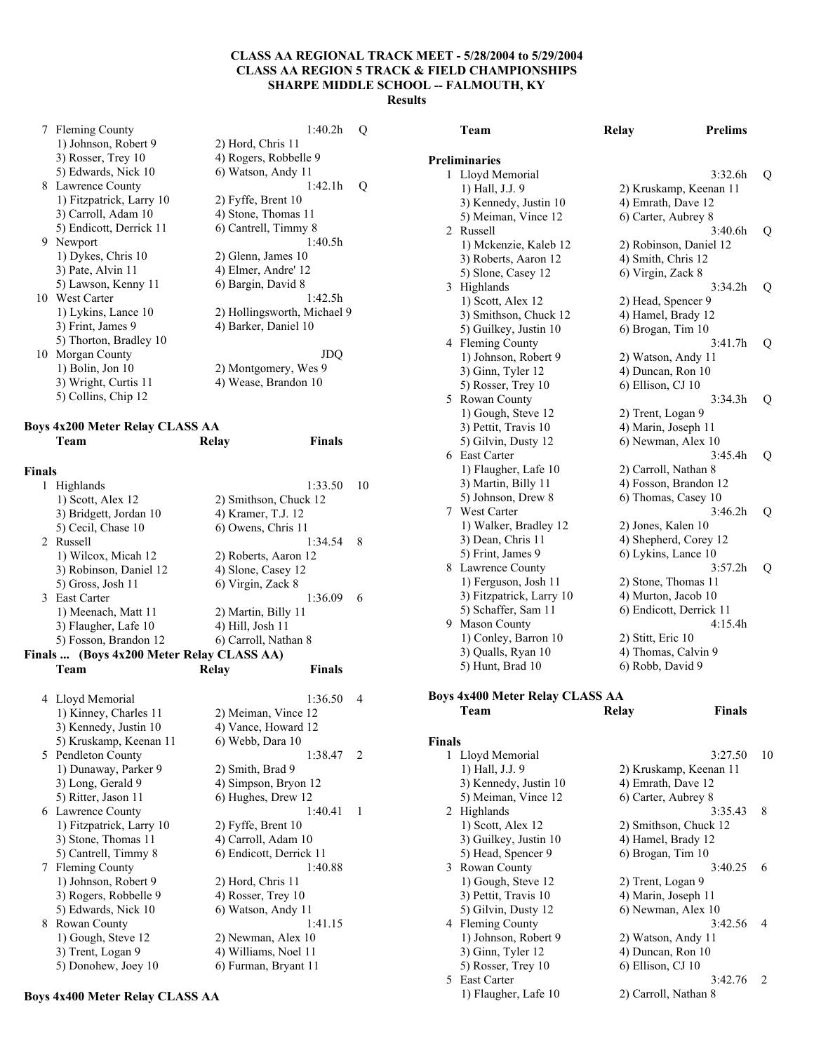**CLASS AA REGIONAL TRACK MEET - 5/28/2004 to 5/29/2004**
**CLASS AA REGION 5 TRACK & FIELD CHAMPIONSHIPS**
**SHARPE MIDDLE SCHOOL -- FALMOUTH, KY**
**Results**

```
  7 Fleming County                                 1:40.2h   Q
     1) Johnson, Robert 9          2) Hord, Chris 11
     3) Rosser, Trey 10            4) Rogers, Robbelle 9
     5) Edwards, Nick 10           6) Watson, Andy 11
  8 Lawrence County                                1:42.1h   Q
     1) Fitzpatrick, Larry 10      2) Fyffe, Brent 10
     3) Carroll, Adam 10           4) Stone, Thomas 11
     5) Endicott, Derrick 11       6) Cantrell, Timmy 8
  9 Newport                                        1:40.5h
     1) Dykes, Chris 10            2) Glenn, James 10
     3) Pate, Alvin 11             4) Elmer, Andre' 12
     5) Lawson, Kenny 11           6) Bargin, David 8
 10 West Carter                                    1:42.5h
     1) Lykins, Lance 10           2) Hollingsworth, Michael 9
     3) Frint, James 9             4) Barker, Daniel 10
     5) Thorton, Bradley 10
 10 Morgan County                                  JDQ
     1) Bolin, Jon 10              2) Montgomery, Wes 9
     3) Wright, Curtis 11          4) Wease, Brandon 10
     5) Collins, Chip 12
```

**Boys 4x200 Meter Relay CLASS AA**

```
    Team                           Relay              Finals

Finals
  1 Highlands                                      1:33.50  10
     1) Scott, Alex 12             2) Smithson, Chuck 12
     3) Bridgett, Jordan 10        4) Kramer, T.J. 12
     5) Cecil, Chase 10            6) Owens, Chris 11
  2 Russell                                        1:34.54   8
     1) Wilcox, Micah 12           2) Roberts, Aaron 12
     3) Robinson, Daniel 12        4) Slone, Casey 12
     5) Gross, Josh 11             6) Virgin, Zack 8
  3 East Carter                                    1:36.09   6
     1) Meenach, Matt 11           2) Martin, Billy 11
     3) Flaugher, Lafe 10          4) Hill, Josh 11
     5) Fosson, Brandon 12         6) Carroll, Nathan 8
```

**Finals ... (Boys 4x200 Meter Relay CLASS AA)**

```
    Team                           Relay              Finals

  4 Lloyd Memorial                                 1:36.50   4
     1) Kinney, Charles 11         2) Meiman, Vince 12
     3) Kennedy, Justin 10         4) Vance, Howard 12
     5) Kruskamp, Keenan 11        6) Webb, Dara 10
  5 Pendleton County                               1:38.47   2
     1) Dunaway, Parker 9          2) Smith, Brad 9
     3) Long, Gerald 9             4) Simpson, Bryon 12
     5) Ritter, Jason 11           6) Hughes, Drew 12
  6 Lawrence County                                1:40.41   1
     1) Fitzpatrick, Larry 10      2) Fyffe, Brent 10
     3) Stone, Thomas 11           4) Carroll, Adam 10
     5) Cantrell, Timmy 8          6) Endicott, Derrick 11
  7 Fleming County                                 1:40.88
     1) Johnson, Robert 9          2) Hord, Chris 11
     3) Rogers, Robbelle 9         4) Rosser, Trey 10
     5) Edwards, Nick 10           6) Watson, Andy 11
  8 Rowan County                                   1:41.15
     1) Gough, Steve 12            2) Newman, Alex 10
     3) Trent, Logan 9             4) Williams, Noel 11
     5) Donohew, Joey 10           6) Furman, Bryant 11
```

**Boys 4x400 Meter Relay CLASS AA**

```
    Team                           Relay              Prelims

Preliminaries
  1 Lloyd Memorial                                 3:32.6h   Q
     1) Hall, J.J. 9               2) Kruskamp, Keenan 11
     3) Kennedy, Justin 10         4) Emrath, Dave 12
     5) Meiman, Vince 12           6) Carter, Aubrey 8
  2 Russell                                        3:40.6h   Q
     1) Mckenzie, Kaleb 12         2) Robinson, Daniel 12
     3) Roberts, Aaron 12          4) Smith, Chris 12
     5) Slone, Casey 12            6) Virgin, Zack 8
  3 Highlands                                      3:34.2h   Q
     1) Scott, Alex 12             2) Head, Spencer 9
     3) Smithson, Chuck 12         4) Hamel, Brady 12
     5) Guilkey, Justin 10         6) Brogan, Tim 10
  4 Fleming County                                 3:41.7h   Q
     1) Johnson, Robert 9          2) Watson, Andy 11
     3) Ginn, Tyler 12             4) Duncan, Ron 10
     5) Rosser, Trey 10            6) Ellison, CJ 10
  5 Rowan County                                   3:34.3h   Q
     1) Gough, Steve 12            2) Trent, Logan 9
     3) Pettit, Travis 10          4) Marin, Joseph 11
     5) Gilvin, Dusty 12           6) Newman, Alex 10
  6 East Carter                                    3:45.4h   Q
     1) Flaugher, Lafe 10          2) Carroll, Nathan 8
     3) Martin, Billy 11           4) Fosson, Brandon 12
     5) Johnson, Drew 8            6) Thomas, Casey 10
  7 West Carter                                    3:46.2h   Q
     1) Walker, Bradley 12         2) Jones, Kalen 10
     3) Dean, Chris 11             4) Shepherd, Corey 12
     5) Frint, James 9             6) Lykins, Lance 10
  8 Lawrence County                                3:57.2h   Q
     1) Ferguson, Josh 11          2) Stone, Thomas 11
     3) Fitzpatrick, Larry 10      4) Murton, Jacob 10
     5) Schaffer, Sam 11           6) Endicott, Derrick 11
  9 Mason County                                   4:15.4h
     1) Conley, Barron 10          2) Stitt, Eric 10
     3) Qualls, Ryan 10            4) Thomas, Calvin 9
     5) Hunt, Brad 10              6) Robb, David 9
```

**Boys 4x400 Meter Relay CLASS AA**

```
    Team                           Relay              Finals

Finals
  1 Lloyd Memorial                                 3:27.50  10
     1) Hall, J.J. 9               2) Kruskamp, Keenan 11
     3) Kennedy, Justin 10         4) Emrath, Dave 12
     5) Meiman, Vince 12           6) Carter, Aubrey 8
  2 Highlands                                      3:35.43   8
     1) Scott, Alex 12             2) Smithson, Chuck 12
     3) Guilkey, Justin 10         4) Hamel, Brady 12
     5) Head, Spencer 9            6) Brogan, Tim 10
  3 Rowan County                                   3:40.25   6
     1) Gough, Steve 12            2) Trent, Logan 9
     3) Pettit, Travis 10          4) Marin, Joseph 11
     5) Gilvin, Dusty 12           6) Newman, Alex 10
  4 Fleming County                                 3:42.56   4
     1) Johnson, Robert 9          2) Watson, Andy 11
     3) Ginn, Tyler 12             4) Duncan, Ron 10
     5) Rosser, Trey 10            6) Ellison, CJ 10
  5 East Carter                                    3:42.76   2
     1) Flaugher, Lafe 10          2) Carroll, Nathan 8
```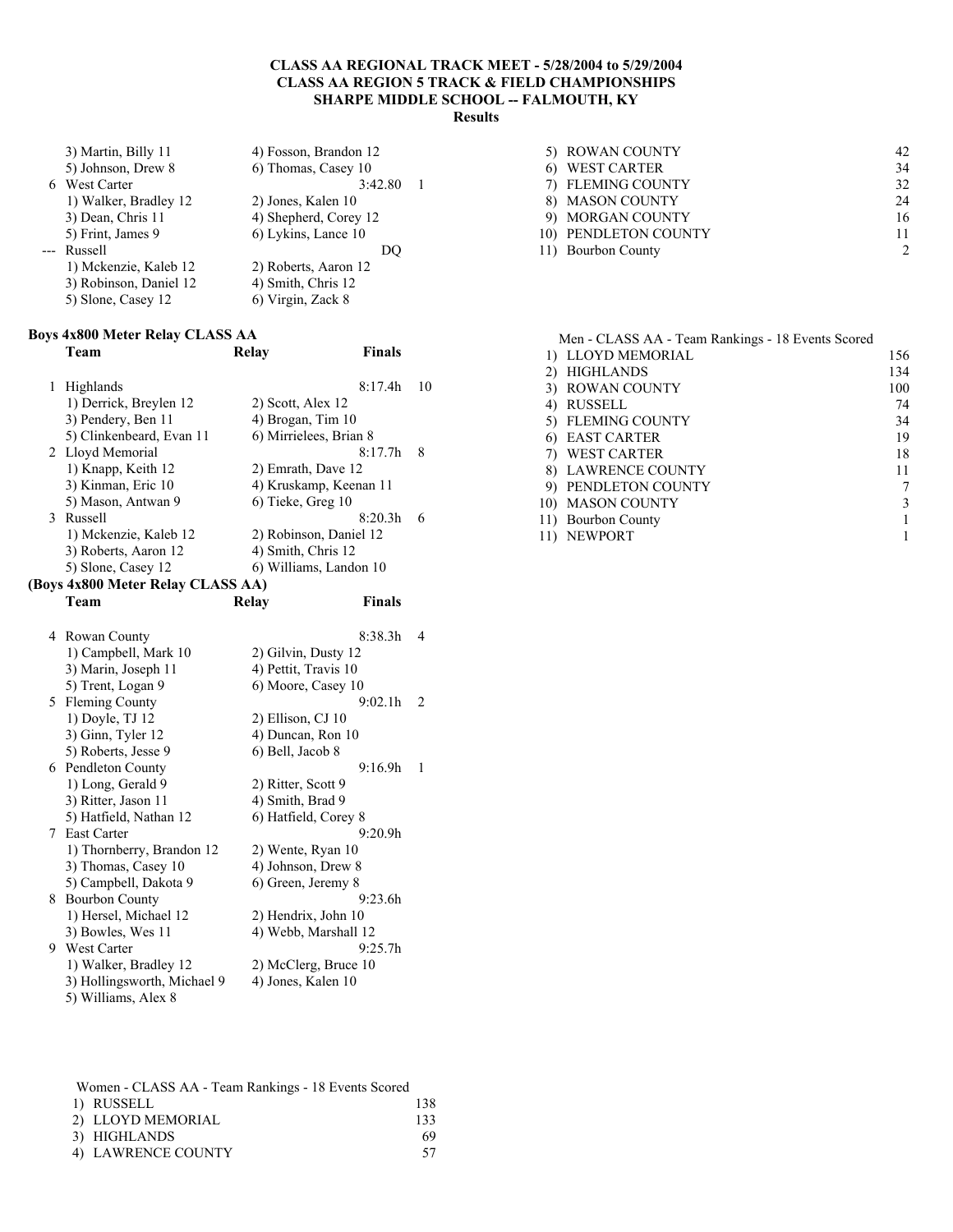**CLASS AA REGIONAL TRACK MEET - 5/28/2004 to 5/29/2004**
**CLASS AA REGION 5 TRACK & FIELD CHAMPIONSHIPS**
**SHARPE MIDDLE SCHOOL -- FALMOUTH, KY**
**Results**

| | | | |
|---|---|---|---|
| 3) Martin, Billy 11 | 4) Fosson, Brandon 12 | | |
| 5) Johnson, Drew 8 | 6) Thomas, Casey 10 | | |
| 6 West Carter | | 3:42.80 | 1 |
| 1) Walker, Bradley 12 | 2) Jones, Kalen 10 | | |
| 3) Dean, Chris 11 | 4) Shepherd, Corey 12 | | |
| 5) Frint, James 9 | 6) Lykins, Lance 10 | | |
| --- Russell | | DQ | |
| 1) Mckenzie, Kaleb 12 | 2) Roberts, Aaron 12 | | |
| 3) Robinson, Daniel 12 | 4) Smith, Chris 12 | | |
| 5) Slone, Casey 12 | 6) Virgin, Zack 8 | | |

### Boys 4x800 Meter Relay CLASS AA

| Team | Relay | Finals | |
|---|---|---|---|
| 1 Highlands | | 8:17.4h | 10 |
| 1) Derrick, Breylen 12 | 2) Scott, Alex 12 | | |
| 3) Pendery, Ben 11 | 4) Brogan, Tim 10 | | |
| 5) Clinkenbeard, Evan 11 | 6) Mirrielees, Brian 8 | | |
| 2 Lloyd Memorial | | 8:17.7h | 8 |
| 1) Knapp, Keith 12 | 2) Emrath, Dave 12 | | |
| 3) Kinman, Eric 10 | 4) Kruskamp, Keenan 11 | | |
| 5) Mason, Antwan 9 | 6) Tieke, Greg 10 | | |
| 3 Russell | | 8:20.3h | 6 |
| 1) Mckenzie, Kaleb 12 | 2) Robinson, Daniel 12 | | |
| 3) Roberts, Aaron 12 | 4) Smith, Chris 12 | | |
| 5) Slone, Casey 12 | 6) Williams, Landon 10 | | |

### (Boys 4x800 Meter Relay CLASS AA)

| Team | Relay | Finals | |
|---|---|---|---|
| 4 Rowan County | | 8:38.3h | 4 |
| 1) Campbell, Mark 10 | 2) Gilvin, Dusty 12 | | |
| 3) Marin, Joseph 11 | 4) Pettit, Travis 10 | | |
| 5) Trent, Logan 9 | 6) Moore, Casey 10 | | |
| 5 Fleming County | | 9:02.1h | 2 |
| 1) Doyle, TJ 12 | 2) Ellison, CJ 10 | | |
| 3) Ginn, Tyler 12 | 4) Duncan, Ron 10 | | |
| 5) Roberts, Jesse 9 | 6) Bell, Jacob 8 | | |
| 6 Pendleton County | | 9:16.9h | 1 |
| 1) Long, Gerald 9 | 2) Ritter, Scott 9 | | |
| 3) Ritter, Jason 11 | 4) Smith, Brad 9 | | |
| 5) Hatfield, Nathan 12 | 6) Hatfield, Corey 8 | | |
| 7 East Carter | | 9:20.9h | |
| 1) Thornberry, Brandon 12 | 2) Wente, Ryan 10 | | |
| 3) Thomas, Casey 10 | 4) Johnson, Drew 8 | | |
| 5) Campbell, Dakota 9 | 6) Green, Jeremy 8 | | |
| 8 Bourbon County | | 9:23.6h | |
| 1) Hersel, Michael 12 | 2) Hendrix, John 10 | | |
| 3) Bowles, Wes 11 | 4) Webb, Marshall 12 | | |
| 9 West Carter | | 9:25.7h | |
| 1) Walker, Bradley 12 | 2) McClerg, Bruce 10 | | |
| 3) Hollingsworth, Michael 9 | 4) Jones, Kalen 10 | | |
| 5) Williams, Alex 8 | | | |

Women - CLASS AA - Team Rankings - 18 Events Scored

| | |
|---|---|
| 1) RUSSELL | 138 |
| 2) LLOYD MEMORIAL | 133 |
| 3) HIGHLANDS | 69 |
| 4) LAWRENCE COUNTY | 57 |
| 5) ROWAN COUNTY | 42 |
| 6) WEST CARTER | 34 |
| 7) FLEMING COUNTY | 32 |
| 8) MASON COUNTY | 24 |
| 9) MORGAN COUNTY | 16 |
| 10) PENDLETON COUNTY | 11 |
| 11) Bourbon County | 2 |

Men - CLASS AA - Team Rankings - 18 Events Scored

| | |
|---|---|
| 1) LLOYD MEMORIAL | 156 |
| 2) HIGHLANDS | 134 |
| 3) ROWAN COUNTY | 100 |
| 4) RUSSELL | 74 |
| 5) FLEMING COUNTY | 34 |
| 6) EAST CARTER | 19 |
| 7) WEST CARTER | 18 |
| 8) LAWRENCE COUNTY | 11 |
| 9) PENDLETON COUNTY | 7 |
| 10) MASON COUNTY | 3 |
| 11) Bourbon County | 1 |
| 11) NEWPORT | 1 |